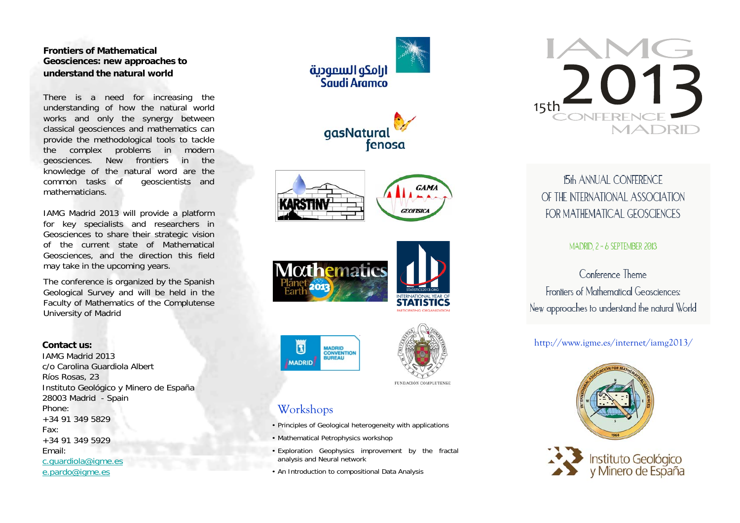**Frontiers of Mathematical Geosciences: new approaches to understand the natural world**

There is a need for increasing the understanding of how the natural world works and only the synergy between classical geosciences and mathematics can provide the methodological tools to tackle the complex problems in modern geosciences. New frontiers in the knowledge of the natural word are the common tasks of geoscientists and mathematicians.

IAMG Madrid 2013 will provide a platform for key specialists and researchers in Geosciences to share their strategic vision of the current state of Mathematical Geosciences, and the direction this field may take in the upcoming years.

The conference is organized by the Spanish Geological Survey and will be held in the Faculty of Mathematics of the Complutense University of Madrid

**Contact us:**
IAMG Madrid 2013
c/o Carolina Guardiola Albert
Ríos Rosas, 23
Instituto Geológico y Minero de España
28003 Madrid - Spain
Phone:
+34 91 349 5829
Fax:
+34 91 349 5929
Email:
c.guardiola@igme.es
e.pardo@igme.es

ارامكو السعودية
Saudi Aramco

gasNatural fenosa

KARSTINV

GAMA GEOFISICA

Mathematics of Planet Earth 2013

STATISTICS2013.ORG
INTERNATIONAL YEAR OF STATISTICS
PARTICIPATING ORGANIZATION

MADRID CONVENTION BUREAU

FUNDACIÓN COMPLUTENSE

## Workshops

- Principles of Geological heterogeneity with applications
- Mathematical Petrophysics workshop
- Exploration Geophysics improvement by the fractal analysis and Neural network
- An Introduction to compositional Data Analysis

# IAMG 2013
15th CONFERENCE MADRID

15th ANNUAL CONFERENCE OF THE INTERNATIONAL ASSOCIATION FOR MATHEMATICAL GEOSCIENCES

MADRID, 2 - 6 SEPTEMBER 2013

Conference Theme
Frontiers of Mathematical Geosciences:
New approaches to understand the natural World

http://www.igme.es/internet/iamg2013/

INTERNATIONAL ASSOCIATION FOR MATHEMATICAL GEOSCIENCES 1968

Instituto Geológico y Minero de España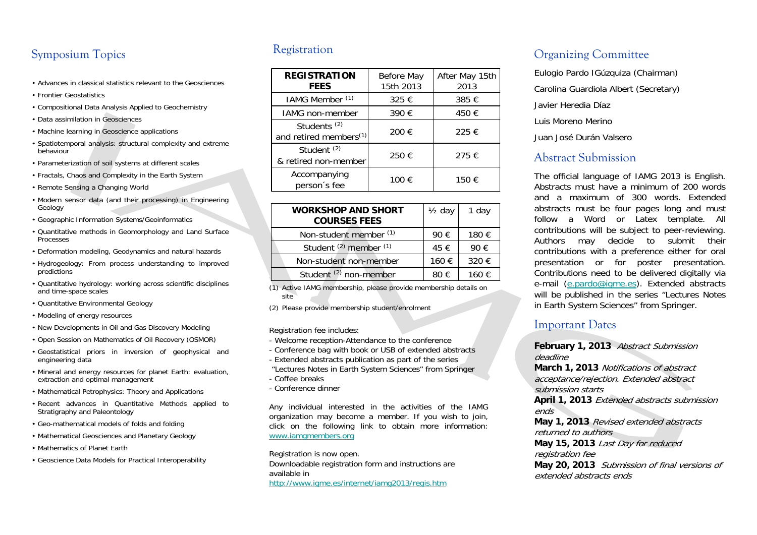## Symposium Topics

- Advances in classical statistics relevant to the Geosciences
- Frontier Geostatistics
- Compositional Data Analysis Applied to Geochemistry
- Data assimilation in Geosciences
- Machine learning in Geoscience applications
- Spatiotemporal analysis: structural complexity and extreme behaviour
- Parameterization of soil systems at different scales
- Fractals, Chaos and Complexity in the Earth System
- Remote Sensing a Changing World
- Modern sensor data (and their processing) in Engineering Geology
- Geographic Information Systems/Geoinformatics
- Quantitative methods in Geomorphology and Land Surface Processes
- Deformation modeling, Geodynamics and natural hazards
- Hydrogeology: From process understanding to improved predictions
- Quantitative hydrology: working across scientific disciplines and time-space scales
- Quantitative Environmental Geology
- Modeling of energy resources
- New Developments in Oil and Gas Discovery Modeling
- Open Session on Mathematics of Oil Recovery (OSMOR)
- Geostatistical priors in inversion of geophysical and engineering data
- Mineral and energy resources for planet Earth: evaluation, extraction and optimal management
- Mathematical Petrophysics: Theory and Applications
- Recent advances in Quantitative Methods applied to Stratigraphy and Paleontology
- Geo-mathematical models of folds and folding
- Mathematical Geosciences and Planetary Geology
- Mathematics of Planet Earth
- Geoscience Data Models for Practical Interoperability

## Registration

| **REGISTRATION FEES** | Before May 15th 2013 | After May 15th 2013 |
|---|---|---|
| IAMG Member [1] | 325 € | 385 € |
| IAMG non-member | 390 € | 450 € |
| Students [2] and retired members[1] | 200 € | 225 € |
| Student [2] & retired non-member | 250 € | 275 € |
| Accompanying person´s fee | 100 € | 150 € |

| **WORKSHOP AND SHORT COURSES FEES** | ½ day | 1 day |
|---|---|---|
| Non-student member [1] | 90 € | 180 € |
| Student [2] member [1] | 45 € | 90 € |
| Non-student non-member | 160 € | 320 € |
| Student [2] non-member | 80 € | 160 € |

(1) Active IAMG membership, please provide membership details on site

(2) Please provide membership student/enrolment

Registration fee includes:
- Welcome reception-Attendance to the conference
- Conference bag with book or USB of extended abstracts
- Extended abstracts publication as part of the series "Lectures Notes in Earth System Sciences" from Springer
- Coffee breaks
- Conference dinner

Any individual interested in the activities of the IAMG organization may become a member. If you wish to join, click on the following link to obtain more information: www.iamgmembers.org

Registration is now open.
Downloadable registration form and instructions are available in
http://www.igme.es/internet/iamg2013/regis.htm

## Organizing Committee

Eulogio Pardo IGúzquiza (Chairman)

Carolina Guardiola Albert (Secretary)

Javier Heredia Díaz

Luis Moreno Merino

Juan José Durán Valsero

## Abstract Submission

The official language of IAMG 2013 is English. Abstracts must have a minimum of 200 words and a maximum of 300 words. Extended abstracts must be four pages long and must follow a Word or Latex template. All contributions will be subject to peer-reviewing. Authors may decide to submit their contributions with a preference either for oral presentation or for poster presentation. Contributions need to be delivered digitally via e-mail (e.pardo@igme.es). Extended abstracts will be published in the series "Lectures Notes in Earth System Sciences" from Springer.

## Important Dates

**February 1, 2013** *Abstract Submission deadline*
**March 1, 2013** *Notifications of abstract acceptance/rejection. Extended abstract submission starts*
**April 1, 2013** *Extended abstracts submission ends*
**May 1, 2013** *Revised extended abstracts returned to authors*
**May 15, 2013** *Last Day for reduced registration fee*
**May 20, 2013** *Submission of final versions of extended abstracts ends*